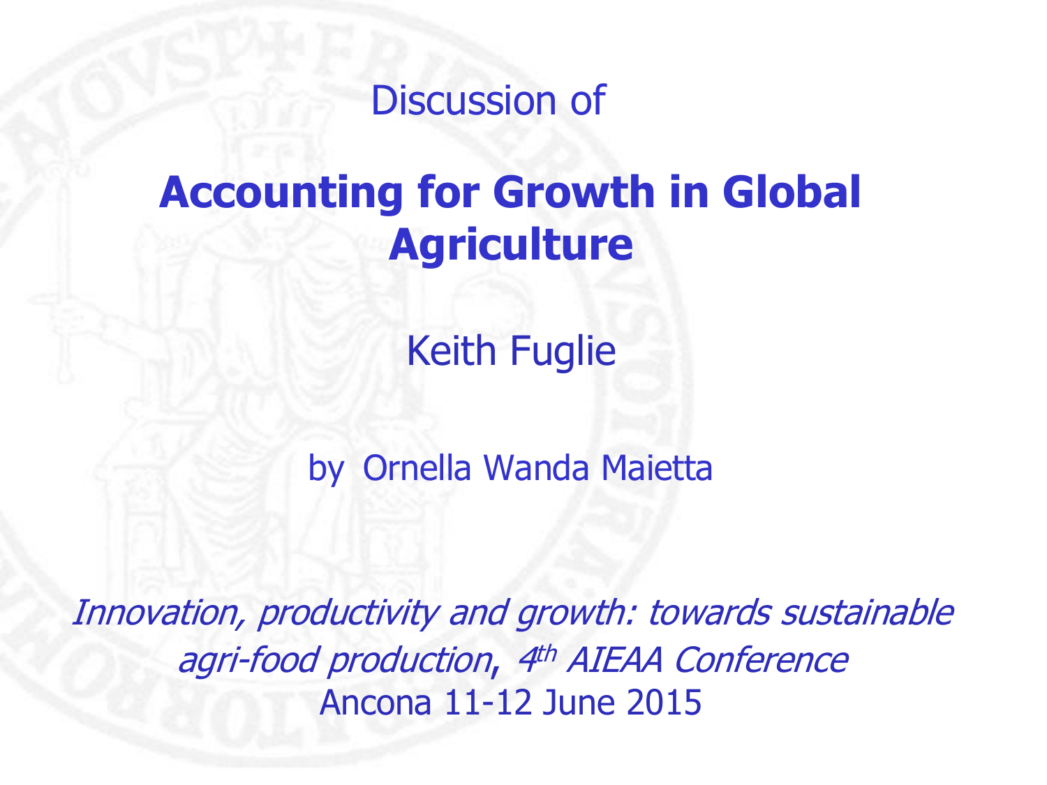Discussion of

# Accounting for Growth in Global Agriculture

Keith Fuglie

by Ornella Wanda Maietta

*Innovation, productivity and growth: towards sustainable agri-food production, 4th AIEAA Conference*

Ancona 11-12 June 2015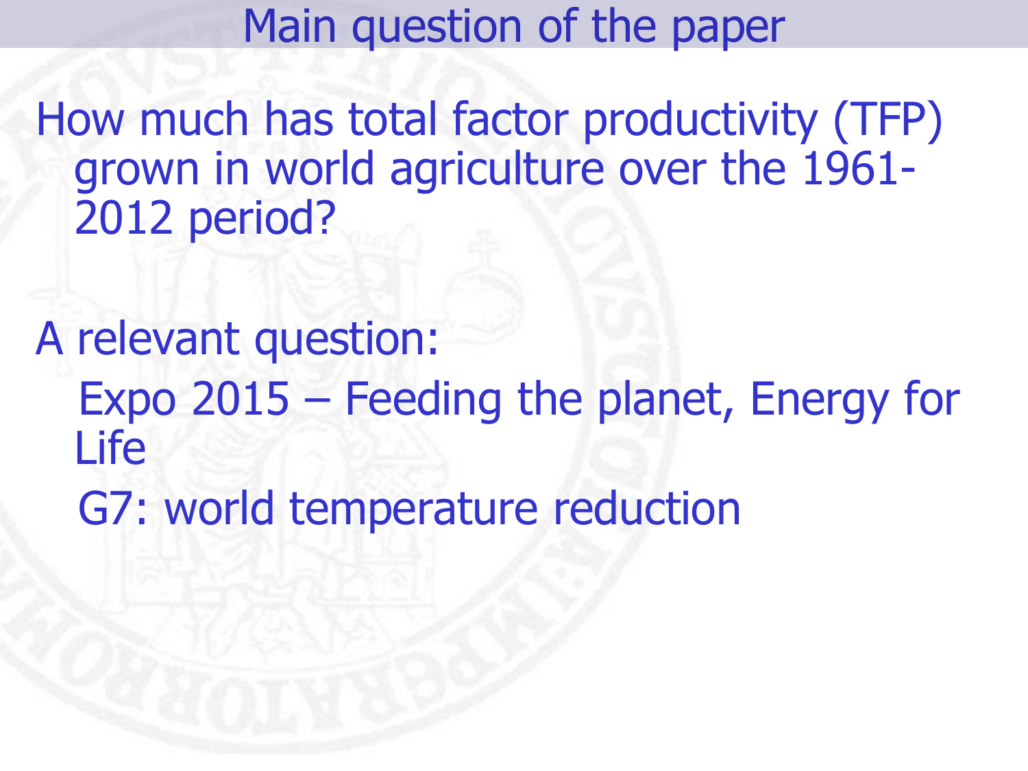# Main question of the paper

How much has total factor productivity (TFP) grown in world agriculture over the 1961-2012 period?

A relevant question:

Expo 2015 – Feeding the planet, Energy for Life

G7: world temperature reduction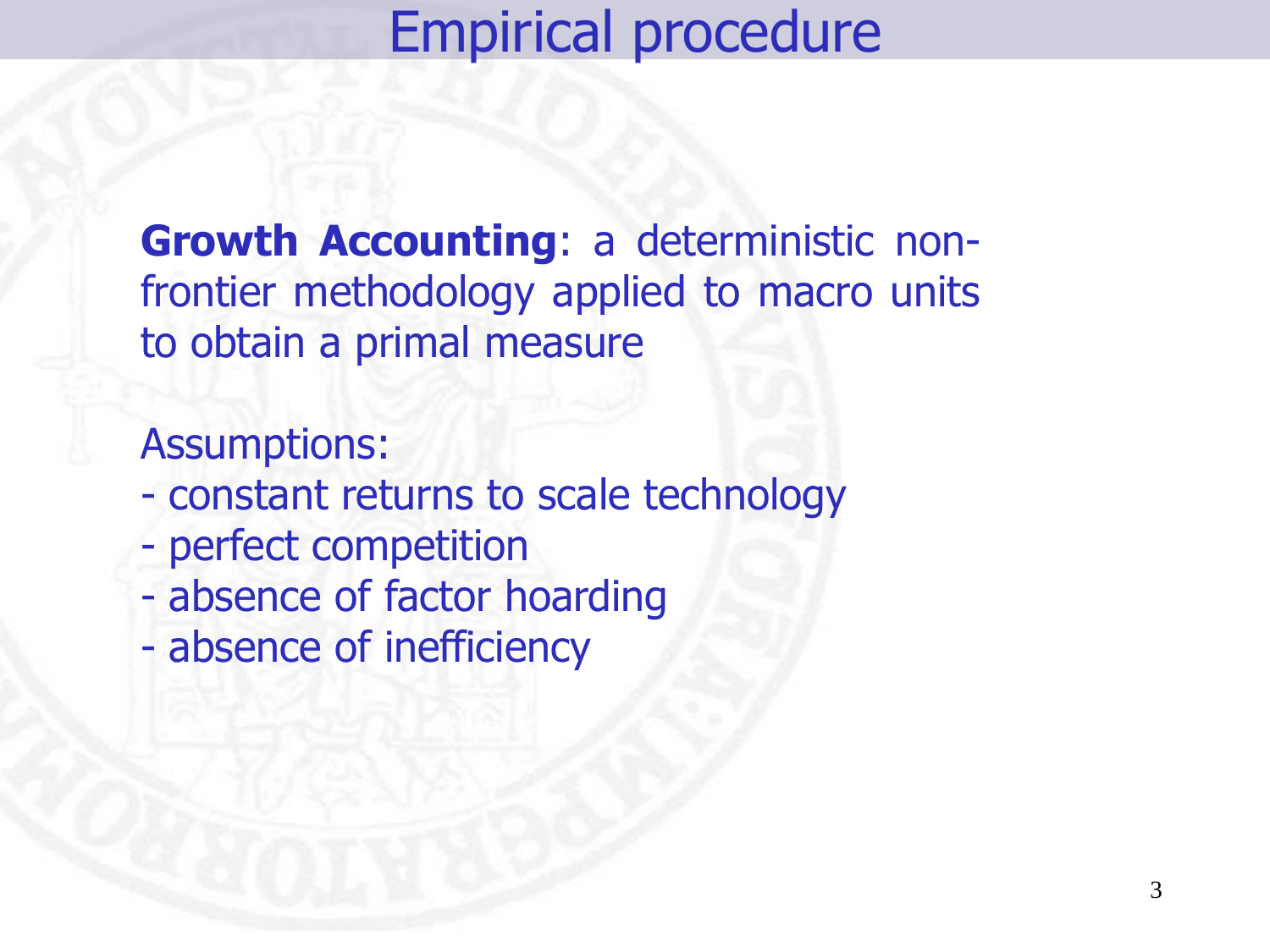# Empirical procedure

**Growth Accounting**: a deterministic non-frontier methodology applied to macro units to obtain a primal measure

Assumptions:

- constant returns to scale technology
- perfect competition
- absence of factor hoarding
- absence of inefficiency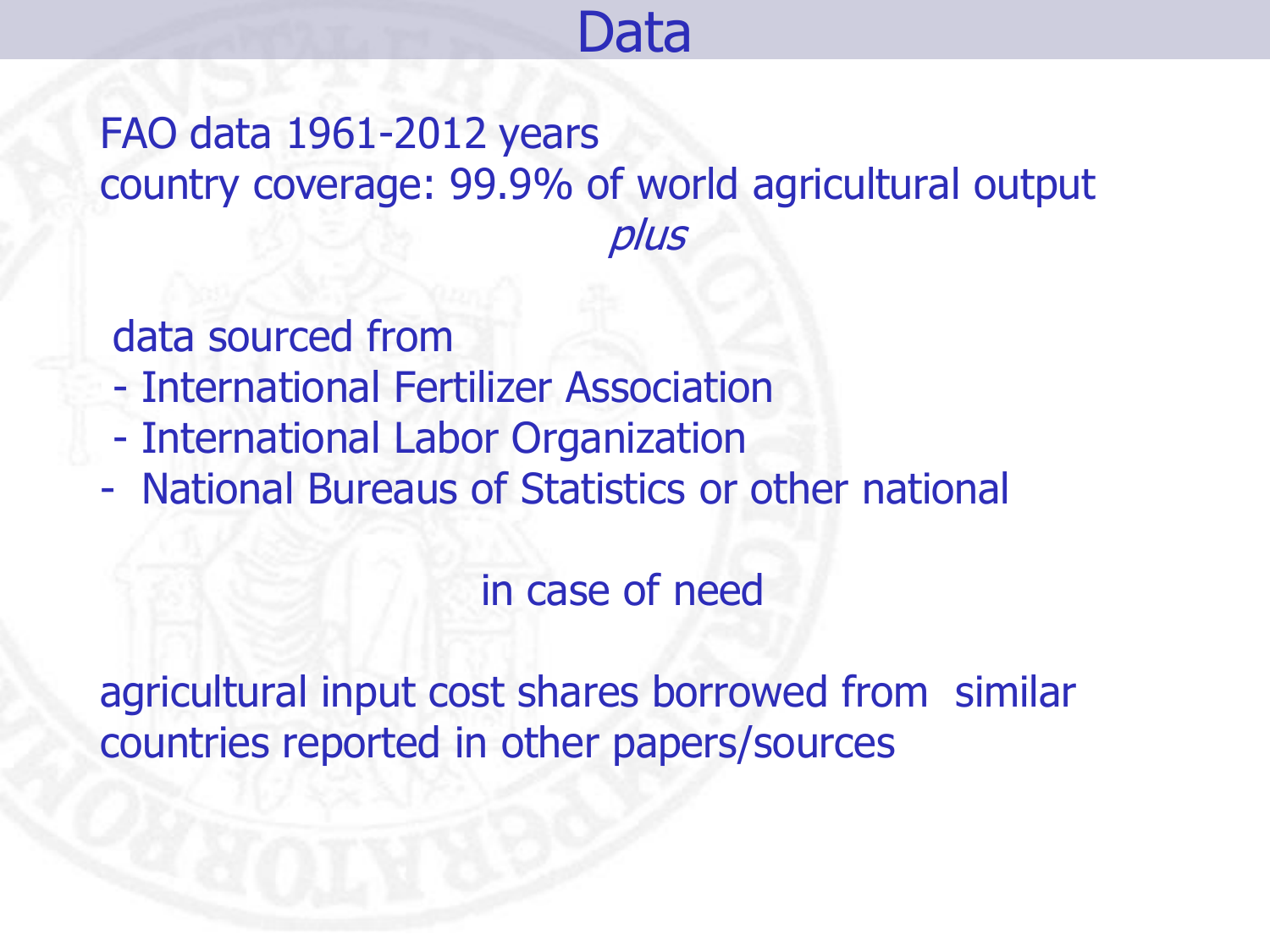# Data

FAO data 1961-2012 years
country coverage: 99.9% of world agricultural output

*plus*

data sourced from

- International Fertilizer Association
- International Labor Organization
- National Bureaus of Statistics or other national

in case of need

agricultural input cost shares borrowed from similar countries reported in other papers/sources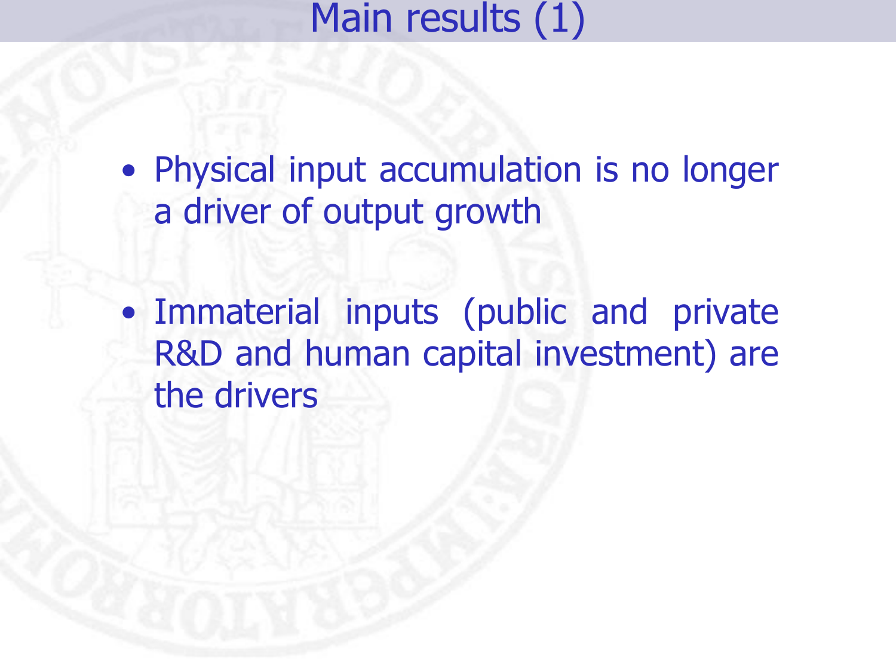# Main results (1)

- Physical input accumulation is no longer a driver of output growth
- Immaterial inputs (public and private R&D and human capital investment) are the drivers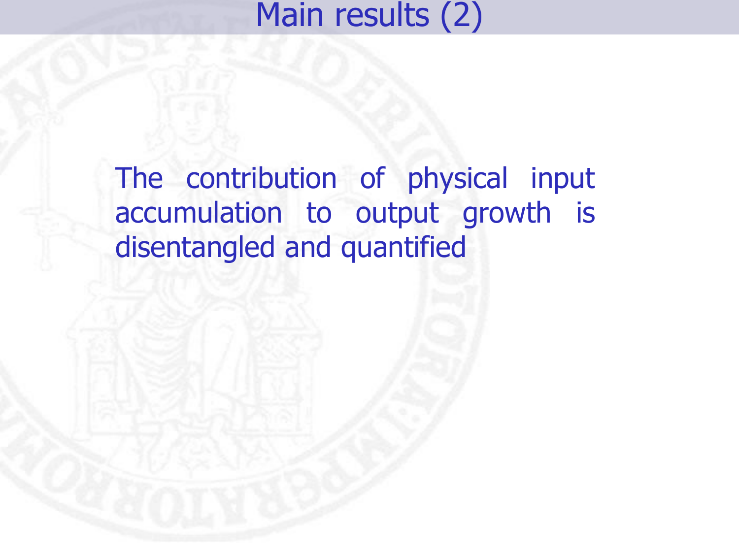# Main results (2)

The contribution of physical input accumulation to output growth is disentangled and quantified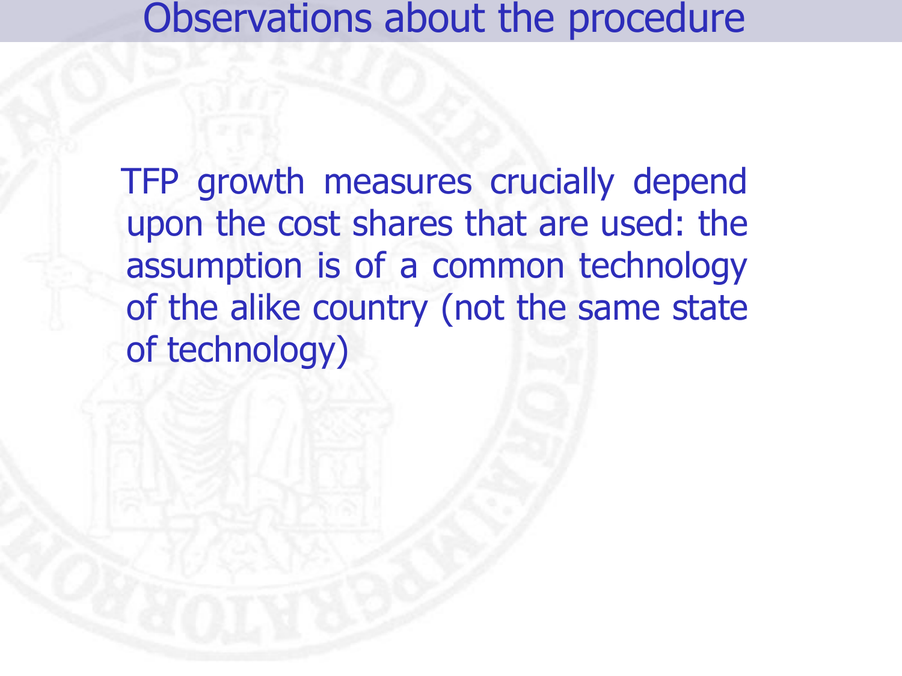# Observations about the procedure

TFP growth measures crucially depend upon the cost shares that are used: the assumption is of a common technology of the alike country (not the same state of technology)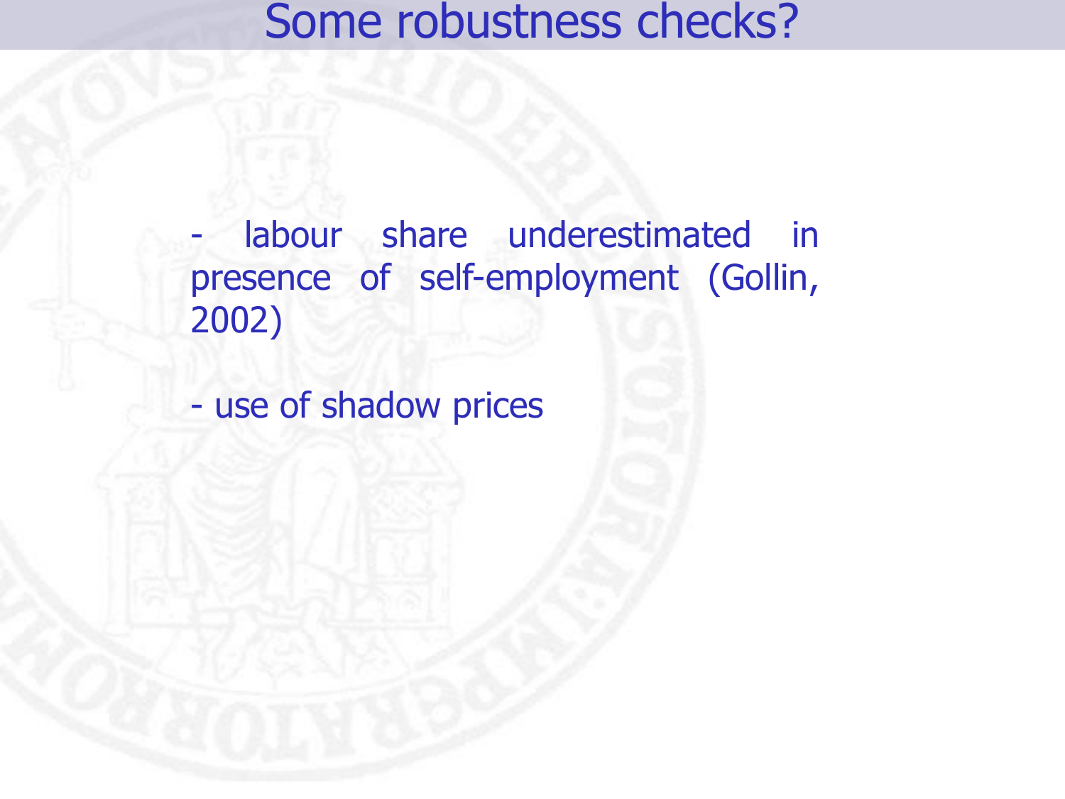# Some robustness checks?

- labour share underestimated in presence of self-employment (Gollin, 2002)

- use of shadow prices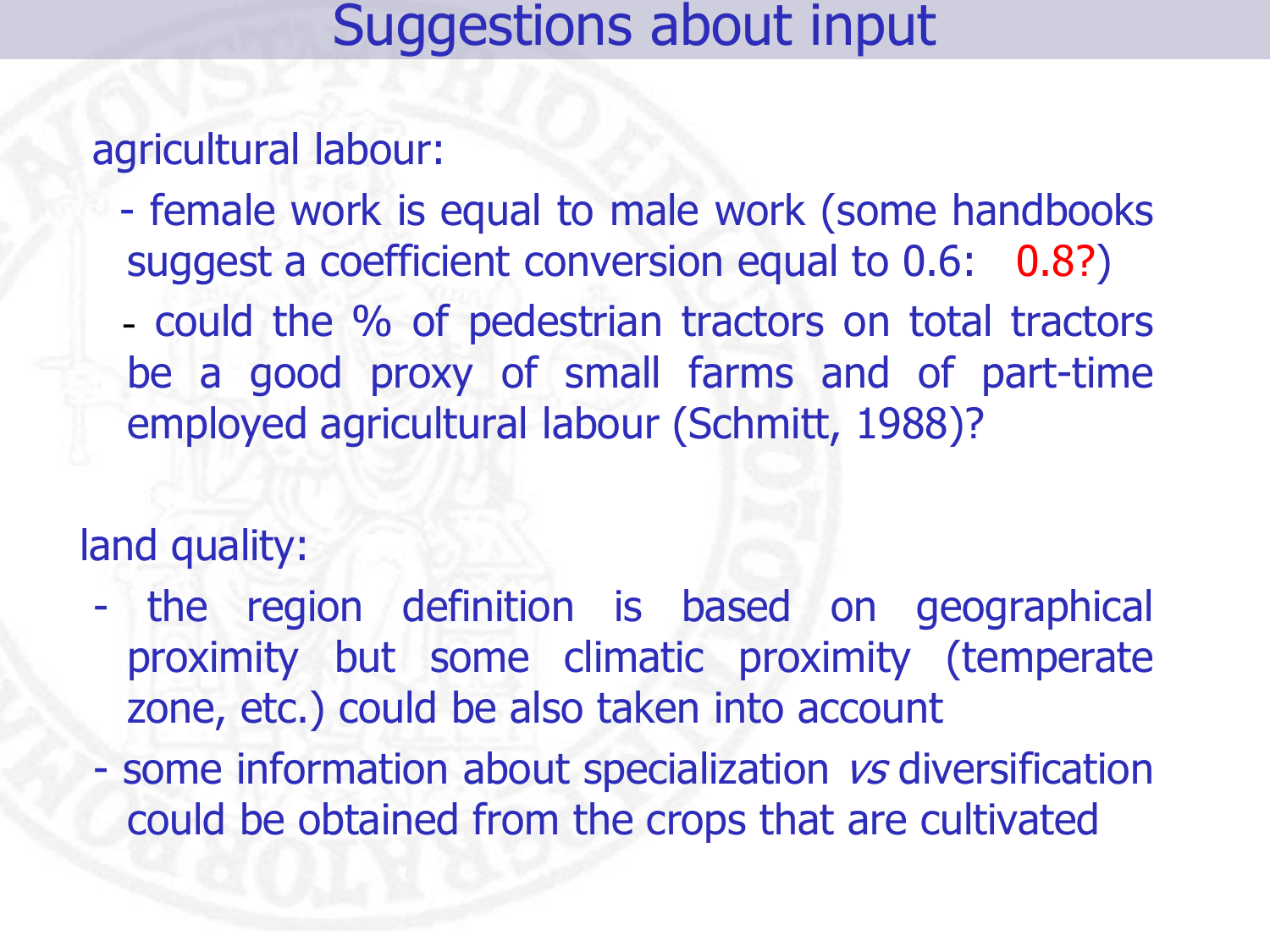# Suggestions about input

agricultural labour:

- female work is equal to male work (some handbooks suggest a coefficient conversion equal to 0.6: 0.8?)
- could the % of pedestrian tractors on total tractors be a good proxy of small farms and of part-time employed agricultural labour (Schmitt, 1988)?

land quality:

- the region definition is based on geographical proximity but some climatic proximity (temperate zone, etc.) could be also taken into account
- some information about specialization *vs* diversification could be obtained from the crops that are cultivated